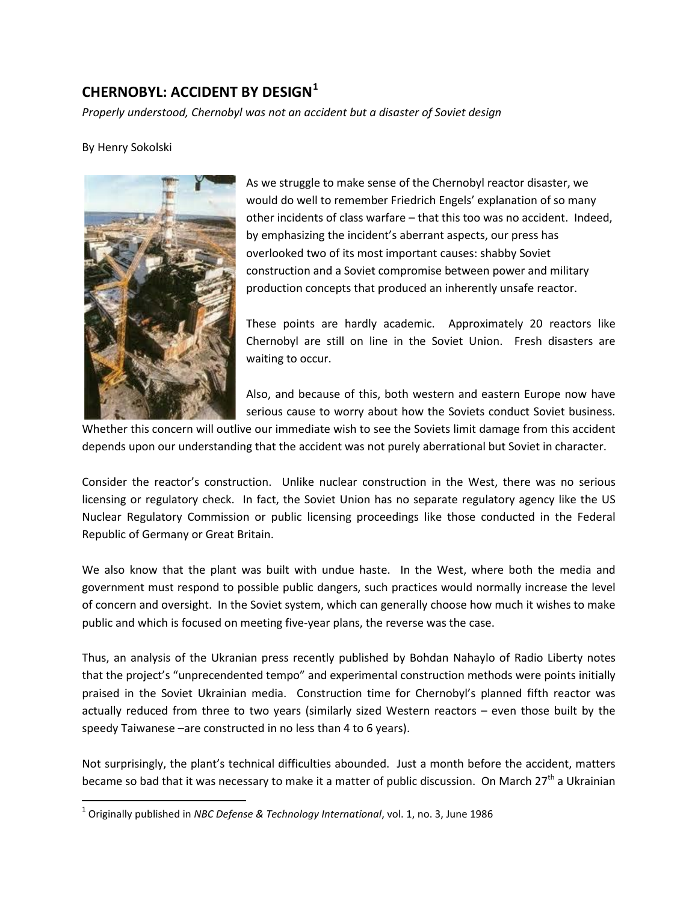# CHERNOBYL: ACCIDENT BY DESIGN[1]

*Properly understood, Chernobyl was not an accident but a disaster of Soviet design*

By Henry Sokolski

As we struggle to make sense of the Chernobyl reactor disaster, we would do well to remember Friedrich Engels' explanation of so many other incidents of class warfare – that this too was no accident. Indeed, by emphasizing the incident's aberrant aspects, our press has overlooked two of its most important causes: shabby Soviet construction and a Soviet compromise between power and military production concepts that produced an inherently unsafe reactor.

These points are hardly academic. Approximately 20 reactors like Chernobyl are still on line in the Soviet Union. Fresh disasters are waiting to occur.

Also, and because of this, both western and eastern Europe now have serious cause to worry about how the Soviets conduct Soviet business. Whether this concern will outlive our immediate wish to see the Soviets limit damage from this accident depends upon our understanding that the accident was not purely aberrational but Soviet in character.

Consider the reactor's construction. Unlike nuclear construction in the West, there was no serious licensing or regulatory check. In fact, the Soviet Union has no separate regulatory agency like the US Nuclear Regulatory Commission or public licensing proceedings like those conducted in the Federal Republic of Germany or Great Britain.

We also know that the plant was built with undue haste. In the West, where both the media and government must respond to possible public dangers, such practices would normally increase the level of concern and oversight. In the Soviet system, which can generally choose how much it wishes to make public and which is focused on meeting five-year plans, the reverse was the case.

Thus, an analysis of the Ukranian press recently published by Bohdan Nahaylo of Radio Liberty notes that the project's "unprecendented tempo" and experimental construction methods were points initially praised in the Soviet Ukrainian media. Construction time for Chernobyl's planned fifth reactor was actually reduced from three to two years (similarly sized Western reactors – even those built by the speedy Taiwanese –are constructed in no less than 4 to 6 years).

Not surprisingly, the plant's technical difficulties abounded. Just a month before the accident, matters became so bad that it was necessary to make it a matter of public discussion. On March 27th a Ukrainian

---

[1] Originally published in *NBC Defense & Technology International*, vol. 1, no. 3, June 1986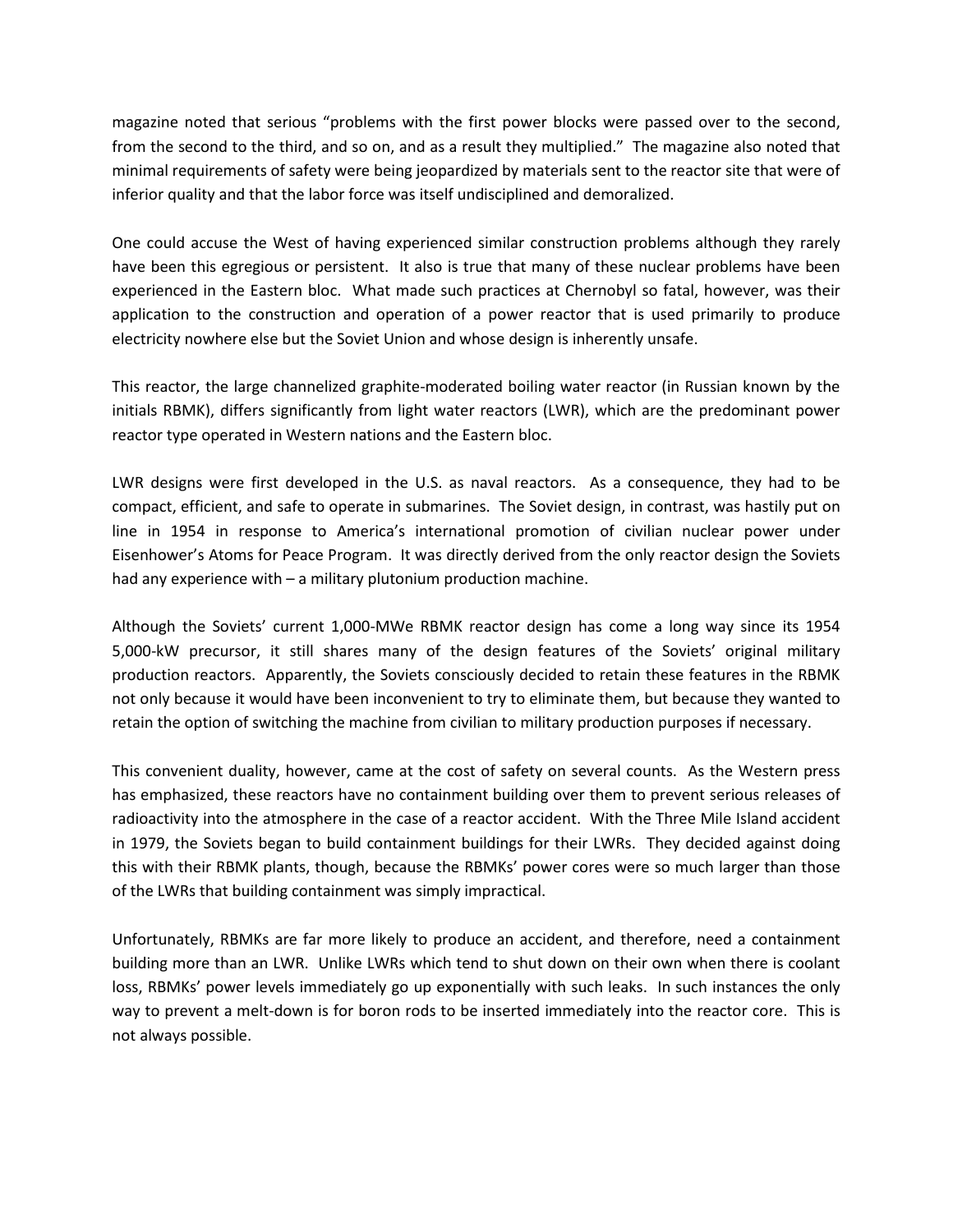magazine noted that serious "problems with the first power blocks were passed over to the second, from the second to the third, and so on, and as a result they multiplied." The magazine also noted that minimal requirements of safety were being jeopardized by materials sent to the reactor site that were of inferior quality and that the labor force was itself undisciplined and demoralized.

One could accuse the West of having experienced similar construction problems although they rarely have been this egregious or persistent. It also is true that many of these nuclear problems have been experienced in the Eastern bloc. What made such practices at Chernobyl so fatal, however, was their application to the construction and operation of a power reactor that is used primarily to produce electricity nowhere else but the Soviet Union and whose design is inherently unsafe.

This reactor, the large channelized graphite-moderated boiling water reactor (in Russian known by the initials RBMK), differs significantly from light water reactors (LWR), which are the predominant power reactor type operated in Western nations and the Eastern bloc.

LWR designs were first developed in the U.S. as naval reactors. As a consequence, they had to be compact, efficient, and safe to operate in submarines. The Soviet design, in contrast, was hastily put on line in 1954 in response to America's international promotion of civilian nuclear power under Eisenhower's Atoms for Peace Program. It was directly derived from the only reactor design the Soviets had any experience with – a military plutonium production machine.

Although the Soviets' current 1,000-MWe RBMK reactor design has come a long way since its 1954 5,000-kW precursor, it still shares many of the design features of the Soviets' original military production reactors. Apparently, the Soviets consciously decided to retain these features in the RBMK not only because it would have been inconvenient to try to eliminate them, but because they wanted to retain the option of switching the machine from civilian to military production purposes if necessary.

This convenient duality, however, came at the cost of safety on several counts. As the Western press has emphasized, these reactors have no containment building over them to prevent serious releases of radioactivity into the atmosphere in the case of a reactor accident. With the Three Mile Island accident in 1979, the Soviets began to build containment buildings for their LWRs. They decided against doing this with their RBMK plants, though, because the RBMKs' power cores were so much larger than those of the LWRs that building containment was simply impractical.

Unfortunately, RBMKs are far more likely to produce an accident, and therefore, need a containment building more than an LWR. Unlike LWRs which tend to shut down on their own when there is coolant loss, RBMKs' power levels immediately go up exponentially with such leaks. In such instances the only way to prevent a melt-down is for boron rods to be inserted immediately into the reactor core. This is not always possible.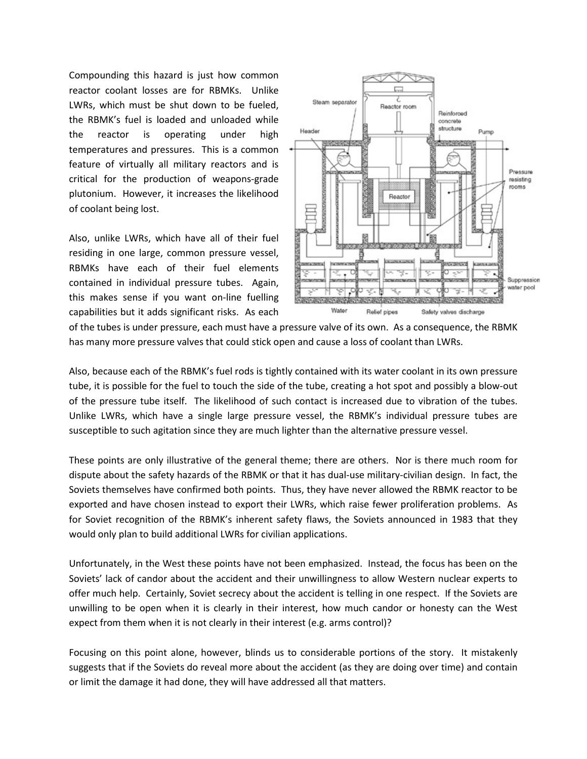Compounding this hazard is just how common reactor coolant losses are for RBMKs. Unlike LWRs, which must be shut down to be fueled, the RBMK's fuel is loaded and unloaded while the reactor is operating under high temperatures and pressures. This is a common feature of virtually all military reactors and is critical for the production of weapons-grade plutonium. However, it increases the likelihood of coolant being lost.

Also, unlike LWRs, which have all of their fuel residing in one large, common pressure vessel, RBMKs have each of their fuel elements contained in individual pressure tubes. Again, this makes sense if you want on-line fuelling capabilities but it adds significant risks. As each of the tubes is under pressure, each must have a pressure valve of its own. As a consequence, the RBMK has many more pressure valves that could stick open and cause a loss of coolant than LWRs.

Also, because each of the RBMK's fuel rods is tightly contained with its water coolant in its own pressure tube, it is possible for the fuel to touch the side of the tube, creating a hot spot and possibly a blow-out of the pressure tube itself. The likelihood of such contact is increased due to vibration of the tubes. Unlike LWRs, which have a single large pressure vessel, the RBMK's individual pressure tubes are susceptible to such agitation since they are much lighter than the alternative pressure vessel.

These points are only illustrative of the general theme; there are others. Nor is there much room for dispute about the safety hazards of the RBMK or that it has dual-use military-civilian design. In fact, the Soviets themselves have confirmed both points. Thus, they have never allowed the RBMK reactor to be exported and have chosen instead to export their LWRs, which raise fewer proliferation problems. As for Soviet recognition of the RBMK's inherent safety flaws, the Soviets announced in 1983 that they would only plan to build additional LWRs for civilian applications.

Unfortunately, in the West these points have not been emphasized. Instead, the focus has been on the Soviets' lack of candor about the accident and their unwillingness to allow Western nuclear experts to offer much help. Certainly, Soviet secrecy about the accident is telling in one respect. If the Soviets are unwilling to be open when it is clearly in their interest, how much candor or honesty can the West expect from them when it is not clearly in their interest (e.g. arms control)?

Focusing on this point alone, however, blinds us to considerable portions of the story. It mistakenly suggests that if the Soviets do reveal more about the accident (as they are doing over time) and contain or limit the damage it had done, they will have addressed all that matters.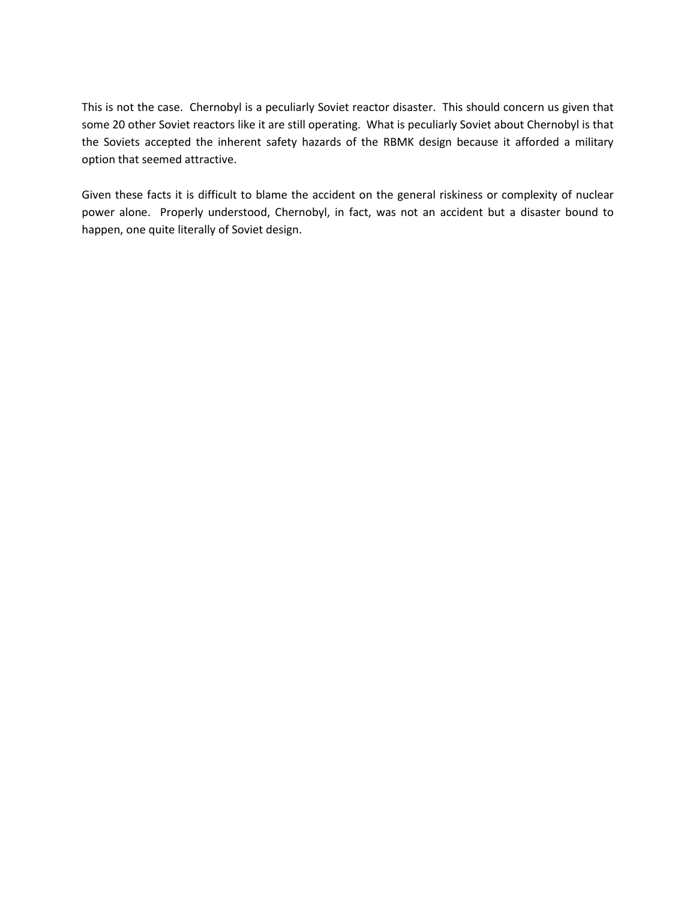This is not the case. Chernobyl is a peculiarly Soviet reactor disaster. This should concern us given that some 20 other Soviet reactors like it are still operating. What is peculiarly Soviet about Chernobyl is that the Soviets accepted the inherent safety hazards of the RBMK design because it afforded a military option that seemed attractive.

Given these facts it is difficult to blame the accident on the general riskiness or complexity of nuclear power alone. Properly understood, Chernobyl, in fact, was not an accident but a disaster bound to happen, one quite literally of Soviet design.